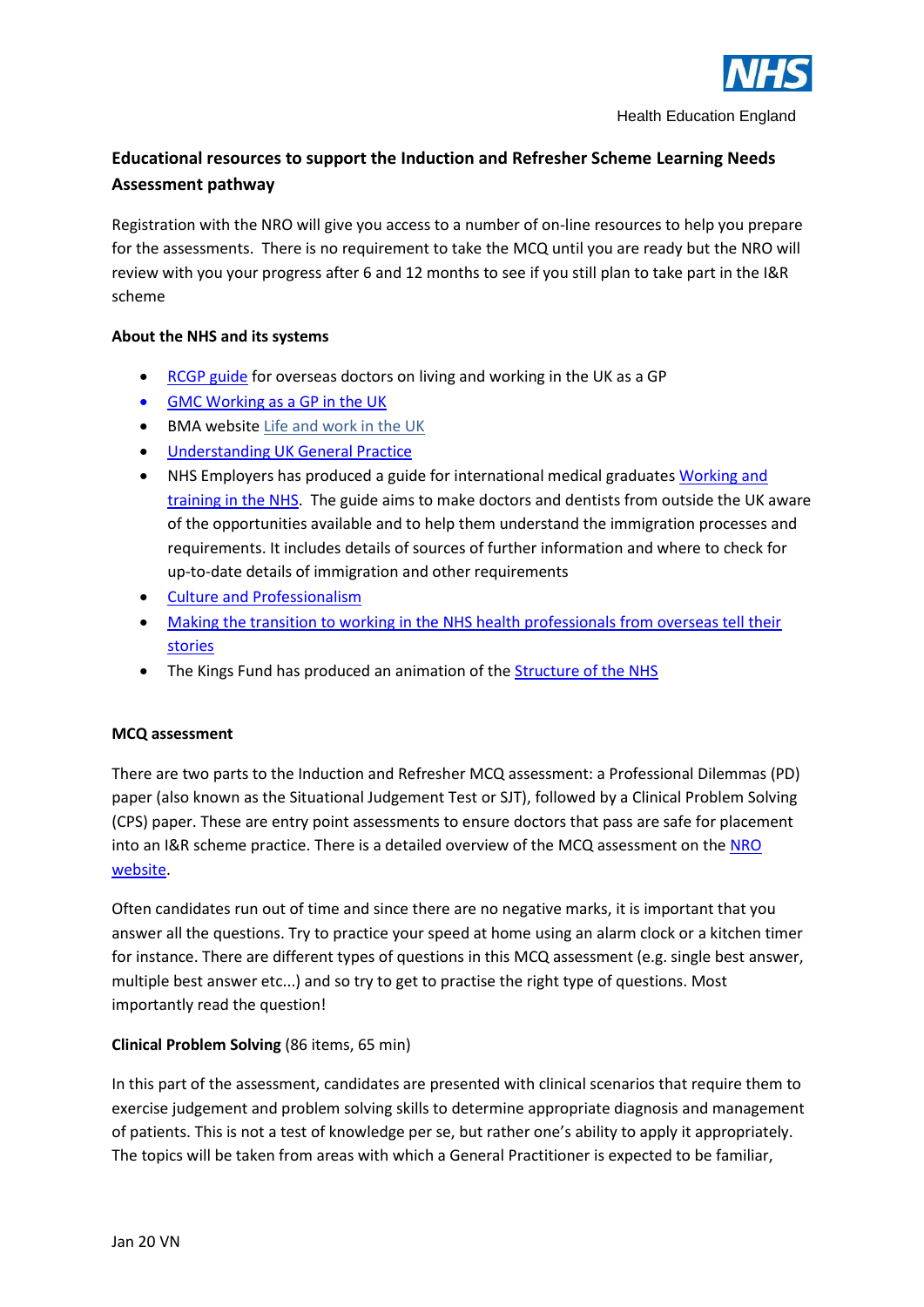## Educational resources to support the Induction and Refresher Scheme Learning Needs Assessment pathway

Registration with the NRO will give you access to a number of on-line resources to help you prepare for the assessments. There is no requirement to take the MCQ until you are ready but the NRO will review with you your progress after 6 and 12 months to see if you still plan to take part in the I&R scheme

### About the NHS and its systems

- RCGP guide for overseas doctors on living and working in the UK as a GP
- GMC Working as a GP in the UK
- BMA website Life and work in the UK
- Understanding UK General Practice
- NHS Employers has produced a guide for international medical graduates Working and training in the NHS. The guide aims to make doctors and dentists from outside the UK aware of the opportunities available and to help them understand the immigration processes and requirements. It includes details of sources of further information and where to check for up-to-date details of immigration and other requirements
- Culture and Professionalism
- Making the transition to working in the NHS health professionals from overseas tell their stories
- The Kings Fund has produced an animation of the Structure of the NHS

### MCQ assessment

There are two parts to the Induction and Refresher MCQ assessment: a Professional Dilemmas (PD) paper (also known as the Situational Judgement Test or SJT), followed by a Clinical Problem Solving (CPS) paper. These are entry point assessments to ensure doctors that pass are safe for placement into an I&R scheme practice. There is a detailed overview of the MCQ assessment on the NRO website.

Often candidates run out of time and since there are no negative marks, it is important that you answer all the questions. Try to practice your speed at home using an alarm clock or a kitchen timer for instance. There are different types of questions in this MCQ assessment (e.g. single best answer, multiple best answer etc...) and so try to get to practise the right type of questions. Most importantly read the question!

**Clinical Problem Solving** (86 items, 65 min)

In this part of the assessment, candidates are presented with clinical scenarios that require them to exercise judgement and problem solving skills to determine appropriate diagnosis and management of patients. This is not a test of knowledge per se, but rather one's ability to apply it appropriately. The topics will be taken from areas with which a General Practitioner is expected to be familiar,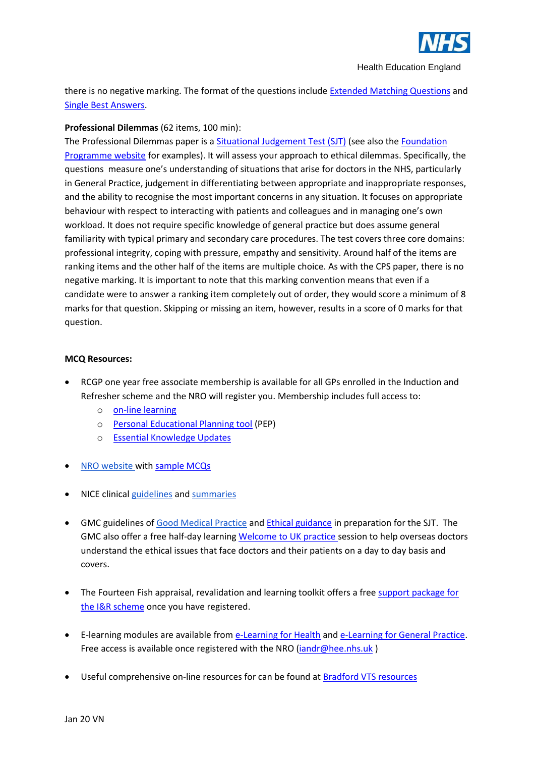there is no negative marking. The format of the questions include Extended Matching Questions and Single Best Answers.

**Professional Dilemmas** (62 items, 100 min):
The Professional Dilemmas paper is a Situational Judgement Test (SJT) (see also the Foundation Programme website for examples). It will assess your approach to ethical dilemmas. Specifically, the questions measure one's understanding of situations that arise for doctors in the NHS, particularly in General Practice, judgement in differentiating between appropriate and inappropriate responses, and the ability to recognise the most important concerns in any situation. It focuses on appropriate behaviour with respect to interacting with patients and colleagues and in managing one's own workload. It does not require specific knowledge of general practice but does assume general familiarity with typical primary and secondary care procedures. The test covers three core domains: professional integrity, coping with pressure, empathy and sensitivity. Around half of the items are ranking items and the other half of the items are multiple choice. As with the CPS paper, there is no negative marking. It is important to note that this marking convention means that even if a candidate were to answer a ranking item completely out of order, they would score a minimum of 8 marks for that question. Skipping or missing an item, however, results in a score of 0 marks for that question.

**MCQ Resources:**

- RCGP one year free associate membership is available for all GPs enrolled in the Induction and Refresher scheme and the NRO will register you. Membership includes full access to:
  - on-line learning
  - Personal Educational Planning tool (PEP)
  - Essential Knowledge Updates
- NRO website with sample MCQs
- NICE clinical guidelines and summaries
- GMC guidelines of Good Medical Practice and Ethical guidance in preparation for the SJT. The GMC also offer a free half-day learning Welcome to UK practice session to help overseas doctors understand the ethical issues that face doctors and their patients on a day to day basis and covers.
- The Fourteen Fish appraisal, revalidation and learning toolkit offers a free support package for the I&R scheme once you have registered.
- E-learning modules are available from e-Learning for Health and e-Learning for General Practice. Free access is available once registered with the NRO (iandr@hee.nhs.uk )
- Useful comprehensive on-line resources for can be found at Bradford VTS resources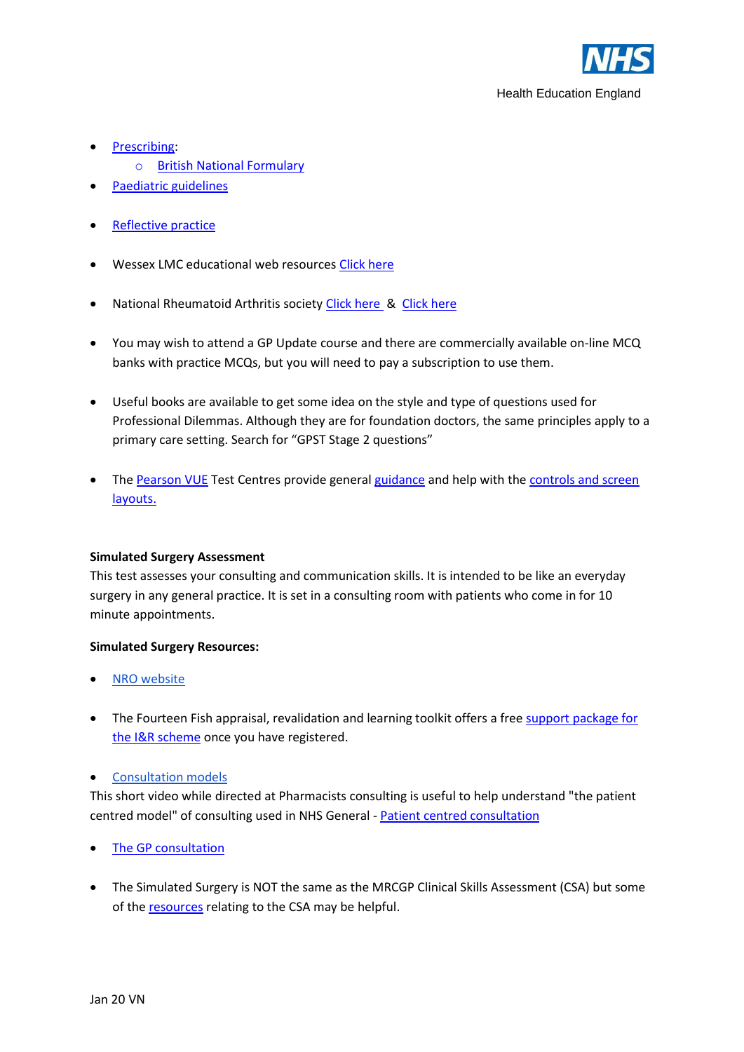- Prescribing:
    - British National Formulary
- Paediatric guidelines
- Reflective practice
- Wessex LMC educational web resources Click here
- National Rheumatoid Arthritis society Click here & Click here
- You may wish to attend a GP Update course and there are commercially available on-line MCQ banks with practice MCQs, but you will need to pay a subscription to use them.
- Useful books are available to get some idea on the style and type of questions used for Professional Dilemmas. Although they are for foundation doctors, the same principles apply to a primary care setting. Search for "GPST Stage 2 questions"
- The Pearson VUE Test Centres provide general guidance and help with the controls and screen layouts.

**Simulated Surgery Assessment**

This test assesses your consulting and communication skills. It is intended to be like an everyday surgery in any general practice. It is set in a consulting room with patients who come in for 10 minute appointments.

**Simulated Surgery Resources:**

- NRO website
- The Fourteen Fish appraisal, revalidation and learning toolkit offers a free support package for the I&R scheme once you have registered.
- Consultation models

This short video while directed at Pharmacists consulting is useful to help understand "the patient centred model" of consulting used in NHS General - Patient centred consultation

- The GP consultation
- The Simulated Surgery is NOT the same as the MRCGP Clinical Skills Assessment (CSA) but some of the resources relating to the CSA may be helpful.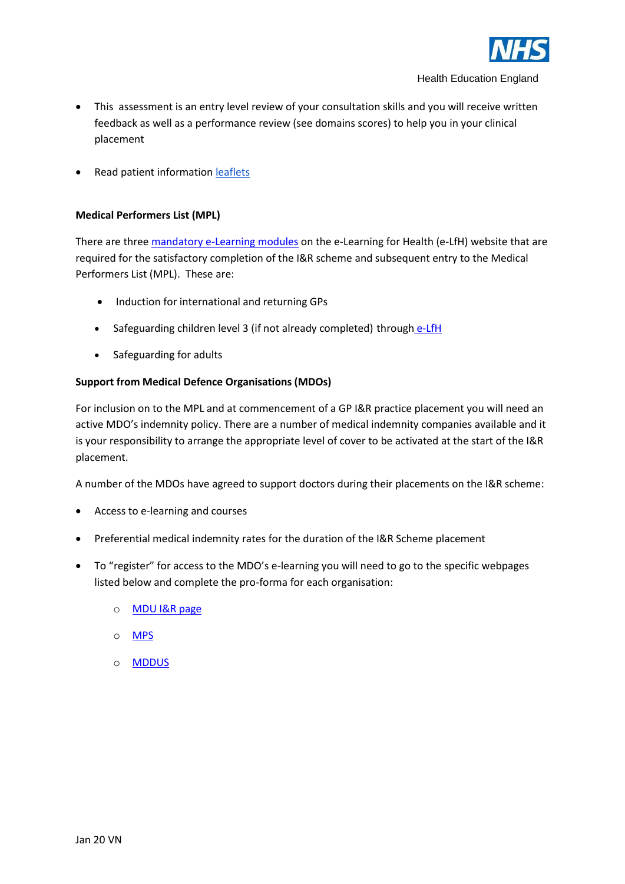- This  assessment is an entry level review of your consultation skills and you will receive written feedback as well as a performance review (see domains scores) to help you in your clinical placement

- Read patient information leaflets

**Medical Performers List (MPL)**

There are three mandatory e-Learning modules on the e-Learning for Health (e-LfH) website that are required for the satisfactory completion of the I&R scheme and subsequent entry to the Medical Performers List (MPL).  These are:

- Induction for international and returning GPs
- Safeguarding children level 3 (if not already completed) through e-LfH
- Safeguarding for adults

**Support from Medical Defence Organisations (MDOs)**

For inclusion on to the MPL and at commencement of a GP I&R practice placement you will need an active MDO's indemnity policy. There are a number of medical indemnity companies available and it is your responsibility to arrange the appropriate level of cover to be activated at the start of the I&R placement.

A number of the MDOs have agreed to support doctors during their placements on the I&R scheme:

- Access to e-learning and courses
- Preferential medical indemnity rates for the duration of the I&R Scheme placement
- To "register" for access to the MDO's e-learning you will need to go to the specific webpages listed below and complete the pro-forma for each organisation:
    - MDU I&R page
    - MPS
    - MDDUS